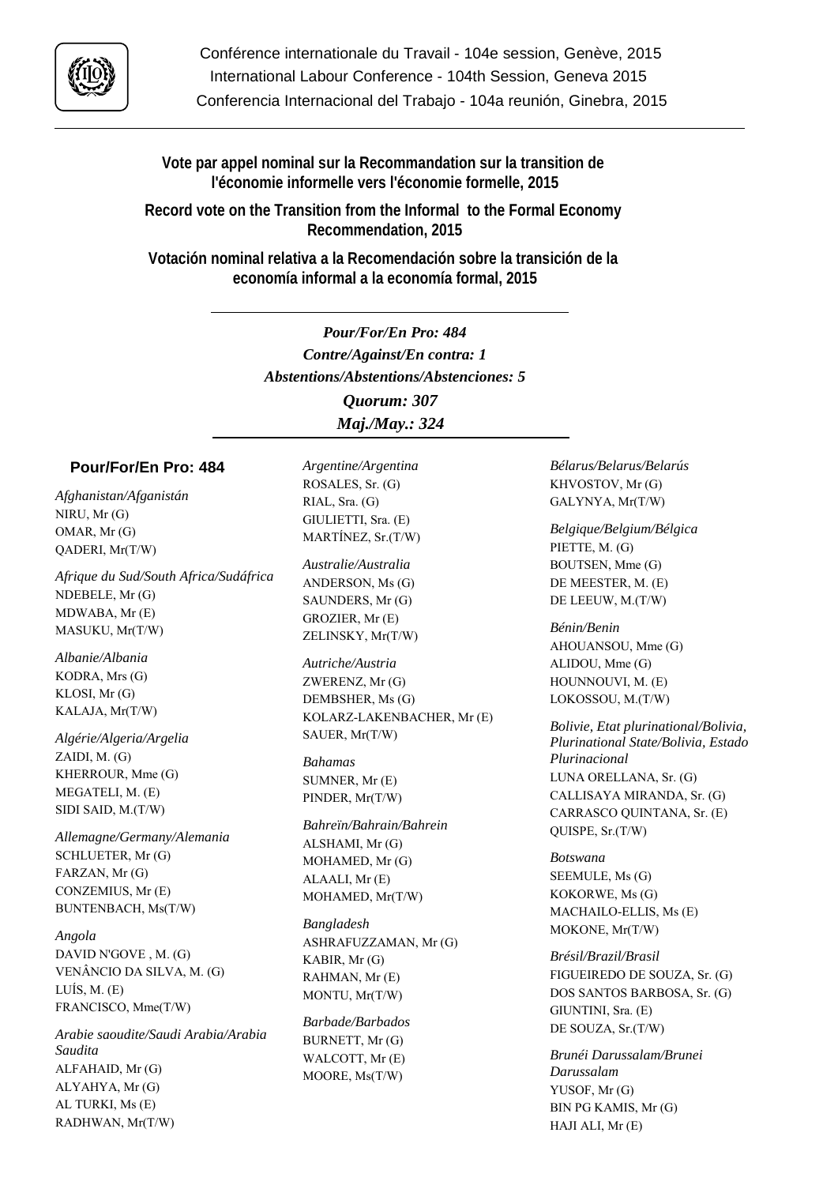Conférence internationale du Travail - 104e session, Genève, 2015
International Labour Conference - 104th Session, Geneva 2015
Conferencia Internacional del Trabajo - 104a reunión, Ginebra, 2015

## Vote par appel nominal sur la Recommandation sur la transition de l'économie informelle vers l'économie formelle, 2015

## Record vote on the Transition from the Informal to the Formal Economy Recommendation, 2015

## Votación nominal relativa a la Recomendación sobre la transición de la economía informal a la economía formal, 2015

***Pour/For/En Pro: 484***
***Contre/Against/En contra: 1***
***Abstentions/Abstentions/Abstenciones: 5***
***Quorum: 307***
***Maj./May.: 324***

### Pour/For/En Pro: 484

*Afghanistan/Afganistán*
NIRU, Mr (G)
OMAR, Mr (G)
QADERI, Mr(T/W)

*Afrique du Sud/South Africa/Sudáfrica*
NDEBELE, Mr (G)
MDWABA, Mr (E)
MASUKU, Mr(T/W)

*Albanie/Albania*
KODRA, Mrs (G)
KLOSI, Mr (G)
KALAJA, Mr(T/W)

*Algérie/Algeria/Argelia*
ZAIDI, M. (G)
KHERROUR, Mme (G)
MEGATELI, M. (E)
SIDI SAID, M.(T/W)

*Allemagne/Germany/Alemania*
SCHLUETER, Mr (G)
FARZAN, Mr (G)
CONZEMIUS, Mr (E)
BUNTENBACH, Ms(T/W)

*Angola*
DAVID N'GOVE , M. (G)
VENÂNCIO DA SILVA, M. (G)
LUÍS, M. (E)
FRANCISCO, Mme(T/W)

*Arabie saoudite/Saudi Arabia/Arabia Saudita*
ALFAHAID, Mr (G)
ALYAHYA, Mr (G)
AL TURKI, Ms (E)
RADHWAN, Mr(T/W)

*Argentine/Argentina*
ROSALES, Sr. (G)
RIAL, Sra. (G)
GIULIETTI, Sra. (E)
MARTÍNEZ, Sr.(T/W)

*Australie/Australia*
ANDERSON, Ms (G)
SAUNDERS, Mr (G)
GROZIER, Mr (E)
ZELINSKY, Mr(T/W)

*Autriche/Austria*
ZWERENZ, Mr (G)
DEMBSHER, Ms (G)
KOLARZ-LAKENBACHER, Mr (E)
SAUER, Mr(T/W)

*Bahamas*
SUMNER, Mr (E)
PINDER, Mr(T/W)

*Bahreïn/Bahrain/Bahrein*
ALSHAMI, Mr (G)
MOHAMED, Mr (G)
ALAALI, Mr (E)
MOHAMED, Mr(T/W)

*Bangladesh*
ASHRAFUZZAMAN, Mr (G)
KABIR, Mr (G)
RAHMAN, Mr (E)
MONTU, Mr(T/W)

*Barbade/Barbados*
BURNETT, Mr (G)
WALCOTT, Mr (E)
MOORE, Ms(T/W)

*Bélarus/Belarus/Belarús*
KHVOSTOV, Mr (G)
GALYNYA, Mr(T/W)

*Belgique/Belgium/Bélgica*
PIETTE, M. (G)
BOUTSEN, Mme (G)
DE MEESTER, M. (E)
DE LEEUW, M.(T/W)

*Bénin/Benin*
AHOUANSOU, Mme (G)
ALIDOU, Mme (G)
HOUNNOUVI, M. (E)
LOKOSSOU, M.(T/W)

*Bolivie, Etat plurinational/Bolivia, Plurinational State/Bolivia, Estado Plurinacional*
LUNA ORELLANA, Sr. (G)
CALLISAYA MIRANDA, Sr. (G)
CARRASCO QUINTANA, Sr. (E)
QUISPE, Sr.(T/W)

*Botswana*
SEEMULE, Ms (G)
KOKORWE, Ms (G)
MACHAILO-ELLIS, Ms (E)
MOKONE, Mr(T/W)

*Brésil/Brazil/Brasil*
FIGUEIREDO DE SOUZA, Sr. (G)
DOS SANTOS BARBOSA, Sr. (G)
GIUNTINI, Sra. (E)
DE SOUZA, Sr.(T/W)

*Brunéi Darussalam/Brunei Darussalam*
YUSOF, Mr (G)
BIN PG KAMIS, Mr (G)
HAJI ALI, Mr (E)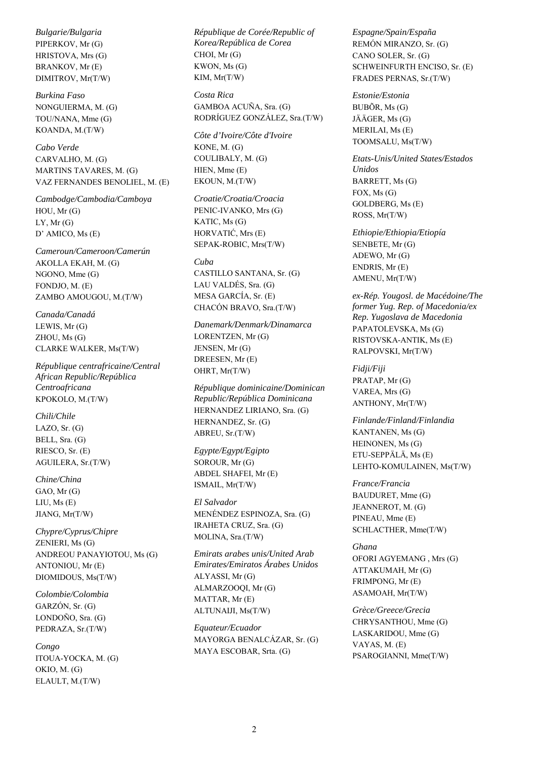*Bulgarie/Bulgaria*
PIPERKOV, Mr (G)
HRISTOVA, Mrs (G)
BRANKOV, Mr (E)
DIMITROV, Mr(T/W)

*Burkina Faso*
NONGUIERMA, M. (G)
TOU/NANA, Mme (G)
KOANDA, M.(T/W)

*Cabo Verde*
CARVALHO, M. (G)
MARTINS TAVARES, M. (G)
VAZ FERNANDES BENOLIEL, M. (E)

*Cambodge/Cambodia/Camboya*
HOU, Mr (G)
LY, Mr (G)
D' AMICO, Ms (E)

*Cameroun/Cameroon/Camerún*
AKOLLA EKAH, M. (G)
NGONO, Mme (G)
FONDJO, M. (E)
ZAMBO AMOUGOU, M.(T/W)

*Canada/Canadá*
LEWIS, Mr (G)
ZHOU, Ms (G)
CLARKE WALKER, Ms(T/W)

*République centrafricaine/Central African Republic/República Centroafricana*
KPOKOLO, M.(T/W)

*Chili/Chile*
LAZO, Sr. (G)
BELL, Sra. (G)
RIESCO, Sr. (E)
AGUILERA, Sr.(T/W)

*Chine/China*
GAO, Mr (G)
LIU, Ms (E)
JIANG, Mr(T/W)

*Chypre/Cyprus/Chipre*
ZENIERI, Ms (G)
ANDREOU PANAYIOTOU, Ms (G)
ANTONIOU, Mr (E)
DIOMIDOUS, Ms(T/W)

*Colombie/Colombia*
GARZÓN, Sr. (G)
LONDOÑO, Sra. (G)
PEDRAZA, Sr.(T/W)

*Congo*
ITOUA-YOCKA, M. (G)
OKIO, M. (G)
ELAULT, M.(T/W)

*République de Corée/Republic of Korea/República de Corea*
CHOI, Mr (G)
KWON, Ms (G)
KIM, Mr(T/W)

*Costa Rica*
GAMBOA ACUÑA, Sra. (G)
RODRÍGUEZ GONZÁLEZ, Sra.(T/W)

*Côte d'Ivoire/Côte d'Ivoire*
KONE, M. (G)
COULIBALY, M. (G)
HIEN, Mme (E)
EKOUN, M.(T/W)

*Croatie/Croatia/Croacia*
PENIC-IVANKO, Mrs (G)
KATIC, Ms (G)
HORVATIĆ, Mrs (E)
SEPAK-ROBIC, Mrs(T/W)

*Cuba*
CASTILLO SANTANA, Sr. (G)
LAU VALDÉS, Sra. (G)
MESA GARCÍA, Sr. (E)
CHACÓN BRAVO, Sra.(T/W)

*Danemark/Denmark/Dinamarca*
LORENTZEN, Mr (G)
JENSEN, Mr (G)
DREESEN, Mr (E)
OHRT, Mr(T/W)

*République dominicaine/Dominican Republic/República Dominicana*
HERNANDEZ LIRIANO, Sra. (G)
HERNANDEZ, Sr. (G)
ABREU, Sr.(T/W)

*Egypte/Egypt/Egipto*
SOROUR, Mr (G)
ABDEL SHAFEI, Mr (E)
ISMAIL, Mr(T/W)

*El Salvador*
MENÉNDEZ ESPINOZA, Sra. (G)
IRAHETA CRUZ, Sra. (G)
MOLINA, Sra.(T/W)

*Emirats arabes unis/United Arab Emirates/Emiratos Árabes Unidos*
ALYASSI, Mr (G)
ALMARZOOQI, Mr (G)
MATTAR, Mr (E)
ALTUNAIJI, Ms(T/W)

*Equateur/Ecuador*
MAYORGA BENALCÁZAR, Sr. (G)
MAYA ESCOBAR, Srta. (G)

*Espagne/Spain/España*
REMÓN MIRANZO, Sr. (G)
CANO SOLER, Sr. (G)
SCHWEINFURTH ENCISO, Sr. (E)
FRADES PERNAS, Sr.(T/W)

*Estonie/Estonia*
BUBÕR, Ms (G)
JÄÄGER, Ms (G)
MERILAI, Ms (E)
TOOMSALU, Ms(T/W)

*Etats-Unis/United States/Estados Unidos*
BARRETT, Ms (G)
FOX, Ms (G)
GOLDBERG, Ms (E)
ROSS, Mr(T/W)

*Ethiopie/Ethiopia/Etiopía*
SENBETE, Mr (G)
ADEWO, Mr (G)
ENDRIS, Mr (E)
AMENU, Mr(T/W)

*ex-Rép. Yougosl. de Macédoine/The former Yug. Rep. of Macedonia/ex Rep. Yugoslava de Macedonia*
PAPATOLEVSKA, Ms (G)
RISTOVSKA-ANTIK, Ms (E)
RALPOVSKI, Mr(T/W)

*Fidji/Fiji*
PRATAP, Mr (G)
VAREA, Mrs (G)
ANTHONY, Mr(T/W)

*Finlande/Finland/Finlandia*
KANTANEN, Ms (G)
HEINONEN, Ms (G)
ETU-SEPPÄLÄ, Ms (E)
LEHTO-KOMULAINEN, Ms(T/W)

*France/Francia*
BAUDURET, Mme (G)
JEANNEROT, M. (G)
PINEAU, Mme (E)
SCHLACTHER, Mme(T/W)

*Ghana*
OFORI AGYEMANG , Mrs (G)
ATTAKUMAH, Mr (G)
FRIMPONG, Mr (E)
ASAMOAH, Mr(T/W)

*Grèce/Greece/Grecia*
CHRYSANTHOU, Mme (G)
LASKARIDOU, Mme (G)
VAYAS, M. (E)
PSAROGIANNI, Mme(T/W)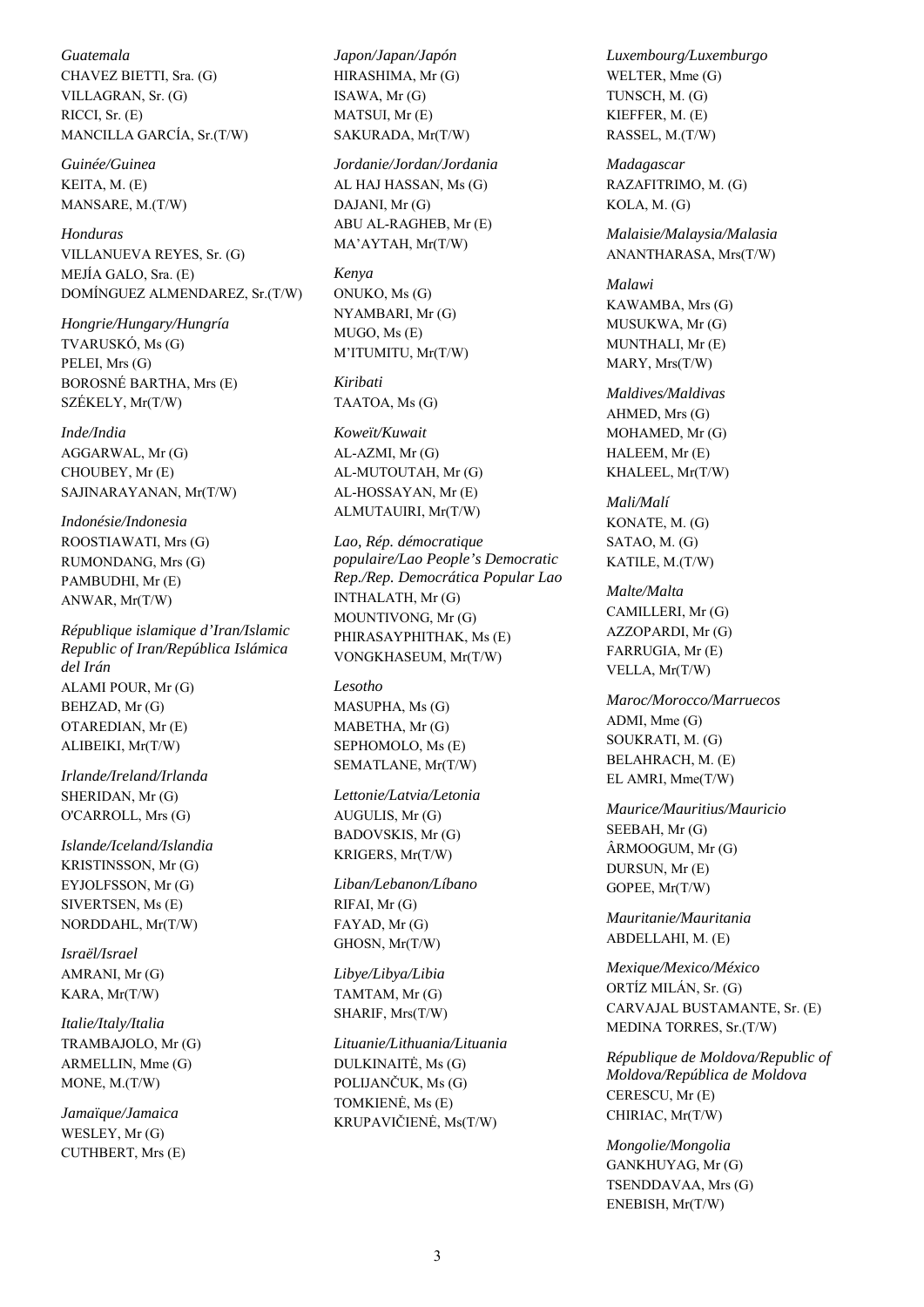*Guatemala*
CHAVEZ BIETTI, Sra. (G)
VILLAGRAN, Sr. (G)
RICCI, Sr. (E)
MANCILLA GARCÍA, Sr.(T/W)

*Guinée/Guinea*
KEITA, M. (E)
MANSARE, M.(T/W)

*Honduras*
VILLANUEVA REYES, Sr. (G)
MEJÍA GALO, Sra. (E)
DOMÍNGUEZ ALMENDAREZ, Sr.(T/W)

*Hongrie/Hungary/Hungría*
TVARUSKÓ, Ms (G)
PELEI, Mrs (G)
BOROSNÉ BARTHA, Mrs (E)
SZÉKELY, Mr(T/W)

*Inde/India*
AGGARWAL, Mr (G)
CHOUBEY, Mr (E)
SAJINARAYANAN, Mr(T/W)

*Indonésie/Indonesia*
ROOSTIAWATI, Mrs (G)
RUMONDANG, Mrs (G)
PAMBUDHI, Mr (E)
ANWAR, Mr(T/W)

*République islamique d'Iran/Islamic Republic of Iran/República Islámica del Irán*
ALAMI POUR, Mr (G)
BEHZAD, Mr (G)
OTAREDIAN, Mr (E)
ALIBEIKI, Mr(T/W)

*Irlande/Ireland/Irlanda*
SHERIDAN, Mr (G)
O'CARROLL, Mrs (G)

*Islande/Iceland/Islandia*
KRISTINSSON, Mr (G)
EYJOLFSSON, Mr (G)
SIVERTSEN, Ms (E)
NORDDAHL, Mr(T/W)

*Israël/Israel*
AMRANI, Mr (G)
KARA, Mr(T/W)

*Italie/Italy/Italia*
TRAMBAJOLO, Mr (G)
ARMELLIN, Mme (G)
MONE, M.(T/W)

*Jamaïque/Jamaica*
WESLEY, Mr (G)
CUTHBERT, Mrs (E)

*Japon/Japan/Japón*
HIRASHIMA, Mr (G)
ISAWA, Mr (G)
MATSUI, Mr (E)
SAKURADA, Mr(T/W)

*Jordanie/Jordan/Jordania*
AL HAJ HASSAN, Ms (G)
DAJANI, Mr (G)
ABU AL-RAGHEB, Mr (E)
MA'AYTAH, Mr(T/W)

*Kenya*
ONUKO, Ms (G)
NYAMBARI, Mr (G)
MUGO, Ms (E)
M'ITUMITU, Mr(T/W)

*Kiribati*
TAATOA, Ms (G)

*Koweït/Kuwait*
AL-AZMI, Mr (G)
AL-MUTOUTAH, Mr (G)
AL-HOSSAYAN, Mr (E)
ALMUTAUIRI, Mr(T/W)

*Lao, Rép. démocratique populaire/Lao People's Democratic Rep./Rep. Democrática Popular Lao*
INTHALATH, Mr (G)
MOUNTIVONG, Mr (G)
PHIRASAYPHITHAK, Ms (E)
VONGKHASEUM, Mr(T/W)

*Lesotho*
MASUPHA, Ms (G)
MABETHA, Mr (G)
SEPHOMOLO, Ms (E)
SEMATLANE, Mr(T/W)

*Lettonie/Latvia/Letonia*
AUGULIS, Mr (G)
BADOVSKIS, Mr (G)
KRIGERS, Mr(T/W)

*Liban/Lebanon/Líbano*
RIFAI, Mr (G)
FAYAD, Mr (G)
GHOSN, Mr(T/W)

*Libye/Libya/Libia*
TAMTAM, Mr (G)
SHARIF, Mrs(T/W)

*Lituanie/Lithuania/Lituania*
DULKINAITĖ, Ms (G)
POLIJANČUK, Ms (G)
TOMKIENĖ, Ms (E)
KRUPAVIČIENĖ, Ms(T/W)

*Luxembourg/Luxemburgo*
WELTER, Mme (G)
TUNSCH, M. (G)
KIEFFER, M. (E)
RASSEL, M.(T/W)

*Madagascar*
RAZAFITRIMO, M. (G)
KOLA, M. (G)

*Malaisie/Malaysia/Malasia*
ANANTHARASA, Mrs(T/W)

*Malawi*
KAWAMBA, Mrs (G)
MUSUKWA, Mr (G)
MUNTHALI, Mr (E)
MARY, Mrs(T/W)

*Maldives/Maldivas*
AHMED, Mrs (G)
MOHAMED, Mr (G)
HALEEM, Mr (E)
KHALEEL, Mr(T/W)

*Mali/Malí*
KONATE, M. (G)
SATAO, M. (G)
KATILE, M.(T/W)

*Malte/Malta*
CAMILLERI, Mr (G)
AZZOPARDI, Mr (G)
FARRUGIA, Mr (E)
VELLA, Mr(T/W)

*Maroc/Morocco/Marruecos*
ADMI, Mme (G)
SOUKRATI, M. (G)
BELAHRACH, M. (E)
EL AMRI, Mme(T/W)

*Maurice/Mauritius/Mauricio*
SEEBAH, Mr (G)
ÂRMOOGUM, Mr (G)
DURSUN, Mr (E)
GOPEE, Mr(T/W)

*Mauritanie/Mauritania*
ABDELLAHI, M. (E)

*Mexique/Mexico/México*
ORTÍZ MILÁN, Sr. (G)
CARVAJAL BUSTAMANTE, Sr. (E)
MEDINA TORRES, Sr.(T/W)

*République de Moldova/Republic of Moldova/República de Moldova*
CERESCU, Mr (E)
CHIRIAC, Mr(T/W)

*Mongolie/Mongolia*
GANKHUYAG, Mr (G)
TSENDDAVAA, Mrs (G)
ENEBISH, Mr(T/W)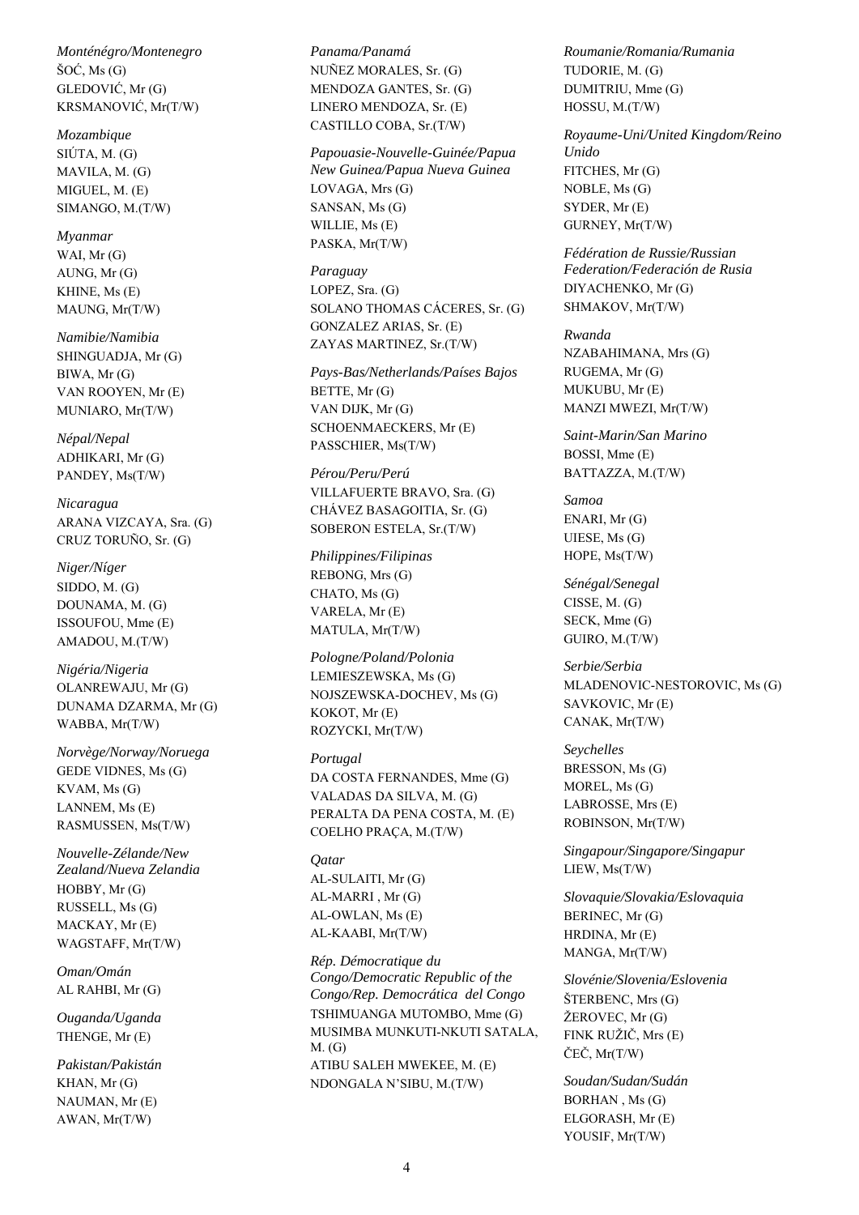*Monténégro/Montenegro*
ŠOĆ, Ms (G)
GLEDOVIĆ, Mr (G)
KRSMANOVIĆ, Mr(T/W)

*Mozambique*
SIÚTA, M. (G)
MAVILA, M. (G)
MIGUEL, M. (E)
SIMANGO, M.(T/W)

*Myanmar*
WAI, Mr (G)
AUNG, Mr (G)
KHINE, Ms (E)
MAUNG, Mr(T/W)

*Namibie/Namibia*
SHINGUADJA, Mr (G)
BIWA, Mr (G)
VAN ROOYEN, Mr (E)
MUNIARO, Mr(T/W)

*Népal/Nepal*
ADHIKARI, Mr (G)
PANDEY, Ms(T/W)

*Nicaragua*
ARANA VIZCAYA, Sra. (G)
CRUZ TORUÑO, Sr. (G)

*Niger/Níger*
SIDDO, M. (G)
DOUNAMA, M. (G)
ISSOUFOU, Mme (E)
AMADOU, M.(T/W)

*Nigéria/Nigeria*
OLANREWAJU, Mr (G)
DUNAMA DZARMA, Mr (G)
WABBA, Mr(T/W)

*Norvège/Norway/Noruega*
GEDE VIDNES, Ms (G)
KVAM, Ms (G)
LANNEM, Ms (E)
RASMUSSEN, Ms(T/W)

*Nouvelle-Zélande/New Zealand/Nueva Zelandia*
HOBBY, Mr (G)
RUSSELL, Ms (G)
MACKAY, Mr (E)
WAGSTAFF, Mr(T/W)

*Oman/Omán*
AL RAHBI, Mr (G)

*Ouganda/Uganda*
THENGE, Mr (E)

*Pakistan/Pakistán*
KHAN, Mr (G)
NAUMAN, Mr (E)
AWAN, Mr(T/W)

*Panama/Panamá*
NUÑEZ MORALES, Sr. (G)
MENDOZA GANTES, Sr. (G)
LINERO MENDOZA, Sr. (E)
CASTILLO COBA, Sr.(T/W)

*Papouasie-Nouvelle-Guinée/Papua New Guinea/Papua Nueva Guinea*
LOVAGA, Mrs (G)
SANSAN, Ms (G)
WILLIE, Ms (E)
PASKA, Mr(T/W)

*Paraguay*
LOPEZ, Sra. (G)
SOLANO THOMAS CÁCERES, Sr. (G)
GONZALEZ ARIAS, Sr. (E)
ZAYAS MARTINEZ, Sr.(T/W)

*Pays-Bas/Netherlands/Países Bajos*
BETTE, Mr (G)
VAN DIJK, Mr (G)
SCHOENMAECKERS, Mr (E)
PASSCHIER, Ms(T/W)

*Pérou/Peru/Perú*
VILLAFUERTE BRAVO, Sra. (G)
CHÁVEZ BASAGOITIA, Sr. (G)
SOBERON ESTELA, Sr.(T/W)

*Philippines/Filipinas*
REBONG, Mrs (G)
CHATO, Ms (G)
VARELA, Mr (E)
MATULA, Mr(T/W)

*Pologne/Poland/Polonia*
LEMIESZEWSKA, Ms (G)
NOJSZEWSKA-DOCHEV, Ms (G)
KOKOT, Mr (E)
ROZYCKI, Mr(T/W)

*Portugal*
DA COSTA FERNANDES, Mme (G)
VALADAS DA SILVA, M. (G)
PERALTA DA PENA COSTA, M. (E)
COELHO PRAÇA, M.(T/W)

*Qatar*
AL-SULAITI, Mr (G)
AL-MARRI , Mr (G)
AL-OWLAN, Ms (E)
AL-KAABI, Mr(T/W)

*Rép. Démocratique du Congo/Democratic Republic of the Congo/Rep. Democrática del Congo*
TSHIMUANGA MUTOMBO, Mme (G)
MUSIMBA MUNKUTI-NKUTI SATALA, M. (G)
ATIBU SALEH MWEKEE, M. (E)
NDONGALA N'SIBU, M.(T/W)

*Roumanie/Romania/Rumania*
TUDORIE, M. (G)
DUMITRIU, Mme (G)
HOSSU, M.(T/W)

*Royaume-Uni/United Kingdom/Reino Unido*
FITCHES, Mr (G)
NOBLE, Ms (G)
SYDER, Mr (E)
GURNEY, Mr(T/W)

*Fédération de Russie/Russian Federation/Federación de Rusia*
DIYACHENKO, Mr (G)
SHMAKOV, Mr(T/W)

*Rwanda*
NZABAHIMANA, Mrs (G)
RUGEMA, Mr (G)
MUKUBU, Mr (E)
MANZI MWEZI, Mr(T/W)

*Saint-Marin/San Marino*
BOSSI, Mme (E)
BATTAZZA, M.(T/W)

*Samoa*
ENARI, Mr (G)
UIESE, Ms (G)
HOPE, Ms(T/W)

*Sénégal/Senegal*
CISSE, M. (G)
SECK, Mme (G)
GUIRO, M.(T/W)

*Serbie/Serbia*
MLADENOVIC-NESTOROVIC, Ms (G)
SAVKOVIC, Mr (E)
CANAK, Mr(T/W)

*Seychelles*
BRESSON, Ms (G)
MOREL, Ms (G)
LABROSSE, Mrs (E)
ROBINSON, Mr(T/W)

*Singapour/Singapore/Singapur*
LIEW, Ms(T/W)

*Slovaquie/Slovakia/Eslovaquia*
BERINEC, Mr (G)
HRDINA, Mr (E)
MANGA, Mr(T/W)

*Slovénie/Slovenia/Eslovenia*
ŠTERBENC, Mrs (G)
ŽEROVEC, Mr (G)
FINK RUŽIČ, Mrs (E)
ČEČ, Mr(T/W)

*Soudan/Sudan/Sudán*
BORHAN , Ms (G)
ELGORASH, Mr (E)
YOUSIF, Mr(T/W)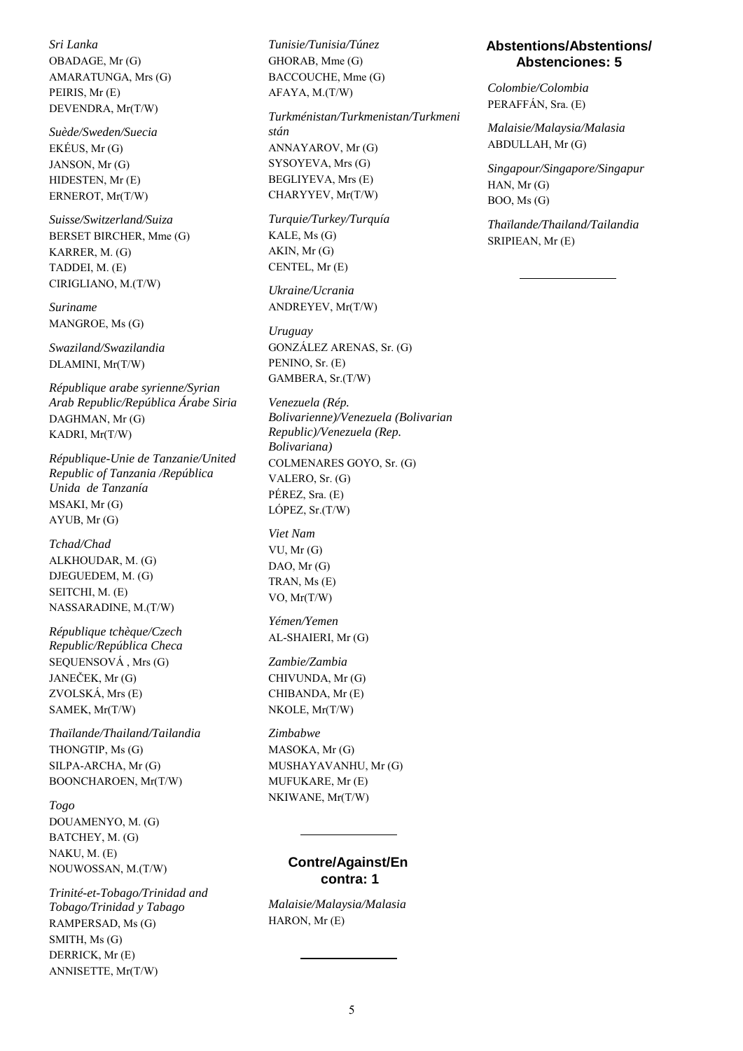*Sri Lanka*
OBADAGE, Mr (G)
AMARATUNGA, Mrs (G)
PEIRIS, Mr (E)
DEVENDRA, Mr(T/W)

*Suède/Sweden/Suecia*
EKÉUS, Mr (G)
JANSON, Mr (G)
HIDESTEN, Mr (E)
ERNEROT, Mr(T/W)

*Suisse/Switzerland/Suiza*
BERSET BIRCHER, Mme (G)
KARRER, M. (G)
TADDEI, M. (E)
CIRIGLIANO, M.(T/W)

*Suriname*
MANGROE, Ms (G)

*Swaziland/Swazilandia*
DLAMINI, Mr(T/W)

*République arabe syrienne/Syrian Arab Republic/República Árabe Siria*
DAGHMAN, Mr (G)
KADRI, Mr(T/W)

*République-Unie de Tanzanie/United Republic of Tanzania /República Unida de Tanzanía*
MSAKI, Mr (G)
AYUB, Mr (G)

*Tchad/Chad*
ALKHOUDAR, M. (G)
DJEGUEDEM, M. (G)
SEITCHI, M. (E)
NASSARADINE, M.(T/W)

*République tchèque/Czech Republic/República Checa*
SEQUENSOVÁ , Mrs (G)
JANEČEK, Mr (G)
ZVOLSKÁ, Mrs (E)
SAMEK, Mr(T/W)

*Thaïlande/Thailand/Tailandia*
THONGTIP, Ms (G)
SILPA-ARCHA, Mr (G)
BOONCHAROEN, Mr(T/W)

*Togo*
DOUAMENYO, M. (G)
BATCHEY, M. (G)
NAKU, M. (E)
NOUWOSSAN, M.(T/W)

*Trinité-et-Tobago/Trinidad and Tobago/Trinidad y Tabago*
RAMPERSAD, Ms (G)
SMITH, Ms (G)
DERRICK, Mr (E)
ANNISETTE, Mr(T/W)

*Tunisie/Tunisia/Túnez*
GHORAB, Mme (G)
BACCOUCHE, Mme (G)
AFAYA, M.(T/W)

*Turkménistan/Turkmenistan/Turkmenistán*
ANNAYAROV, Mr (G)
SYSOYEVA, Mrs (G)
BEGLIYEVA, Mrs (E)
CHARYYEV, Mr(T/W)

*Turquie/Turkey/Turquía*
KALE, Ms (G)
AKIN, Mr (G)
CENTEL, Mr (E)

*Ukraine/Ucrania*
ANDREYEV, Mr(T/W)

*Uruguay*
GONZÁLEZ ARENAS, Sr. (G)
PENINO, Sr. (E)
GAMBERA, Sr.(T/W)

*Venezuela (Rép. Bolivarienne)/Venezuela (Bolivarian Republic)/Venezuela (Rep. Bolivariana)*
COLMENARES GOYO, Sr. (G)
VALERO, Sr. (G)
PÉREZ, Sra. (E)
LÓPEZ, Sr.(T/W)

*Viet Nam*
VU, Mr (G)
DAO, Mr (G)
TRAN, Ms (E)
VO, Mr(T/W)

*Yémen/Yemen*
AL-SHAIERI, Mr (G)

*Zambie/Zambia*
CHIVUNDA, Mr (G)
CHIBANDA, Mr (E)
NKOLE, Mr(T/W)

*Zimbabwe*
MASOKA, Mr (G)
MUSHAYAVANHU, Mr (G)
MUFUKARE, Mr (E)
NKIWANE, Mr(T/W)

---

## Contre/Against/En contra: 1

*Malaisie/Malaysia/Malasia*
HARON, Mr (E)

---

## Abstentions/Abstentions/Abstenciones: 5

*Colombie/Colombia*
PERAFFÁN, Sra. (E)

*Malaisie/Malaysia/Malasia*
ABDULLAH, Mr (G)

*Singapour/Singapore/Singapur*
HAN, Mr (G)
BOO, Ms (G)

*Thaïlande/Thailand/Tailandia*
SRIPIEAN, Mr (E)

---